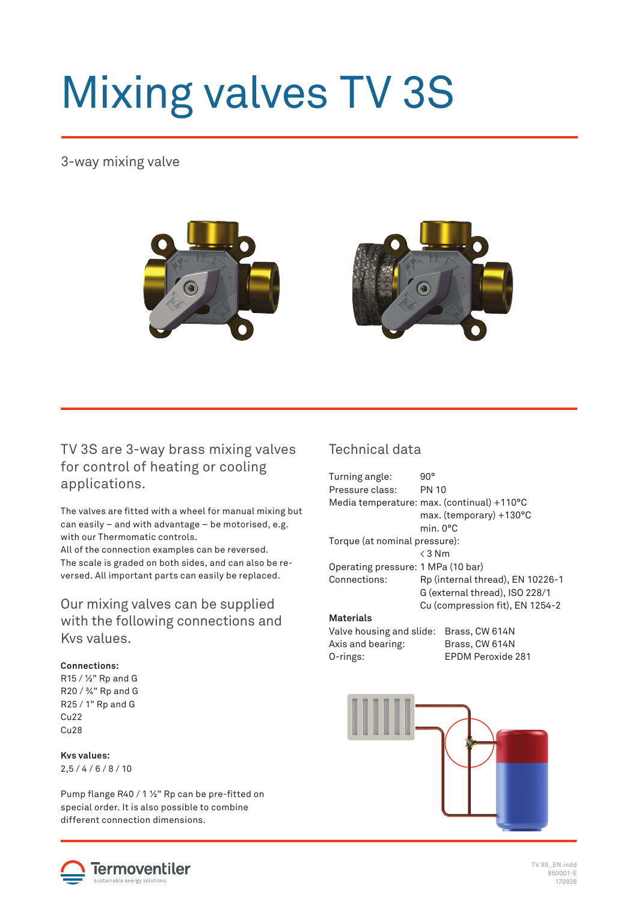# Mixing valves TV 3S

3-way mixing valve

## TV 3S are 3-way brass mixing valves for control of heating or cooling applications.

The valves are fitted with a wheel for manual mixing but can easily – and with advantage – be motorised, e.g. with our Thermomatic controls.
All of the connection examples can be reversed.
The scale is graded on both sides, and can also be reversed. All important parts can easily be replaced.

## Our mixing valves can be supplied with the following connections and Kvs values.

**Connections:**
R15 / ½" Rp and G
R20 / ¾" Rp and G
R25 / 1" Rp and G
Cu22
Cu28

**Kvs values:**
2,5 / 4 / 6 / 8 / 10

Pump flange R40 / 1 ½" Rp can be pre-fitted on special order. It is also possible to combine different connection dimensions.

## Technical data

| | |
|---|---|
| Turning angle: | 90° |
| Pressure class: | PN 10 |
| Media temperature: | max. (continual) +110°C |
| | max. (temporary) +130°C |
| | min. 0°C |
| Torque (at nominal pressure): | |
| | < 3 Nm |
| Operating pressure: | 1 MPa (10 bar) |
| Connections: | Rp (internal thread), EN 10226-1 |
| | G (external thread), ISO 228/1 |
| | Cu (compression fit), EN 1254-2 |

**Materials**

| | |
|---|---|
| Valve housing and slide: | Brass, CW 614N |
| Axis and bearing: | Brass, CW 614N |
| O-rings: | EPDM Peroxide 281 |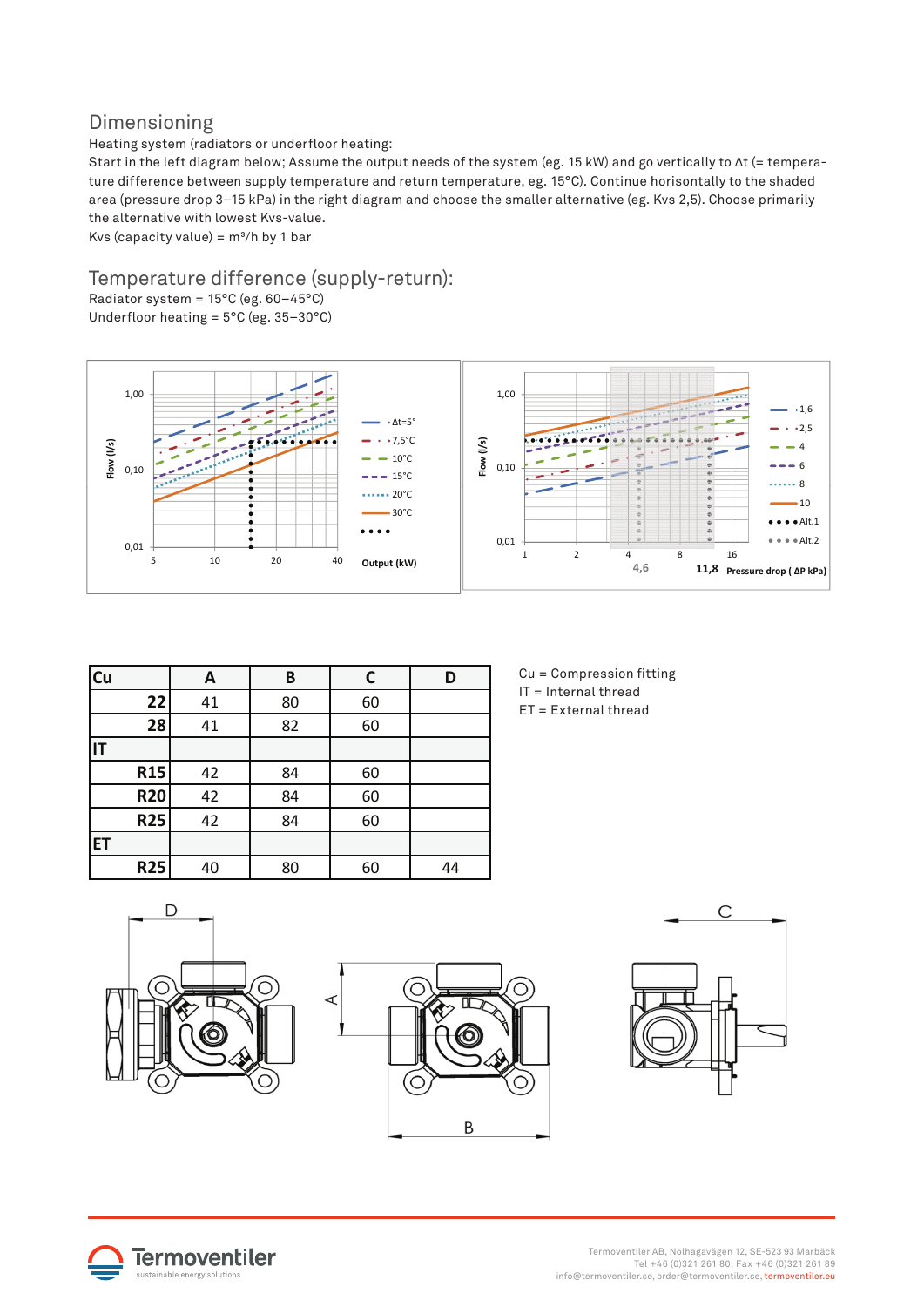## Dimensioning

Heating system (radiators or underfloor heating:

Start in the left diagram below; Assume the output needs of the system (eg. 15 kW) and go vertically to Δt (= temperature difference between supply temperature and return temperature, eg. 15°C). Continue horisontally to the shaded area (pressure drop 3–15 kPa) in the right diagram and choose the smaller alternative (eg. Kvs 2,5). Choose primarily the alternative with lowest Kvs-value.

Kvs (capacity value) = m³/h by 1 bar

## Temperature difference (supply-return):

Radiator system = 15°C (eg. 60–45°C)

Underfloor heating = 5°C (eg. 35–30°C)

Flow (l/s)
1,00
0,10
0,01
5
10
20
40
Output (kW)
Δt=5°
7,5°C
10°C
15°C
20°C
30°C

Flow (l/s)
1,00
0,10
0,01
1
2
4
8
16
4,6
11,8
Pressure drop ( ΔP kPa)
1,6
2,5
4
6
8
10
Alt.1
Alt.2

| Cu | A | B | C | D |
|---|---|---|---|---|
| 22 | 41 | 80 | 60 | |
| 28 | 41 | 82 | 60 | |
| IT | | | | |
| R15 | 42 | 84 | 60 | |
| R20 | 42 | 84 | 60 | |
| R25 | 42 | 84 | 60 | |
| ET | | | | |
| R25 | 40 | 80 | 60 | 44 |

Cu = Compression fitting
IT = Internal thread
ET = External thread

D
A
B
C

Termoventiler
sustainable energy solutions

Termoventiler AB, Nolhagavägen 12, SE-523 93 Marbäck
Tel +46 (0)321 261 80, Fax +46 (0)321 261 89
info@termoventiler.se, order@termoventiler.se, termoventiler.eu